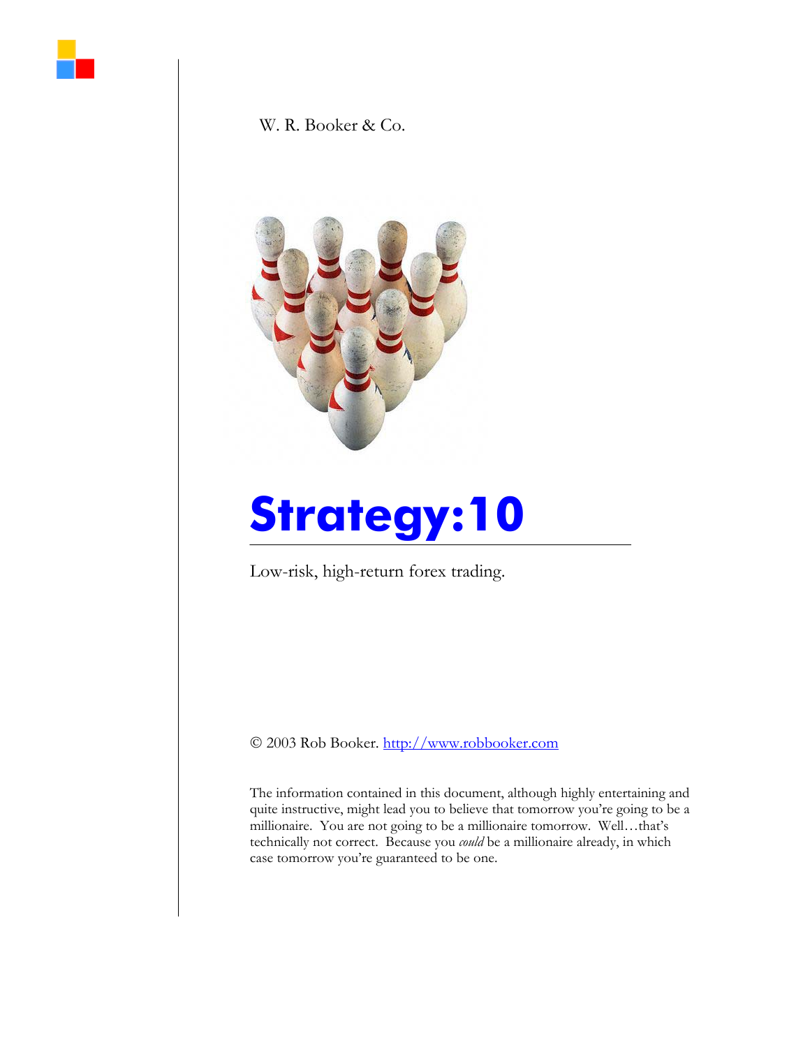W. R. Booker & Co.

# Strategy:10

Low-risk, high-return forex trading.

© 2003 Rob Booker. http://www.robbooker.com

The information contained in this document, although highly entertaining and quite instructive, might lead you to believe that tomorrow you're going to be a millionaire. You are not going to be a millionaire tomorrow. Well…that's technically not correct. Because you *could* be a millionaire already, in which case tomorrow you're guaranteed to be one.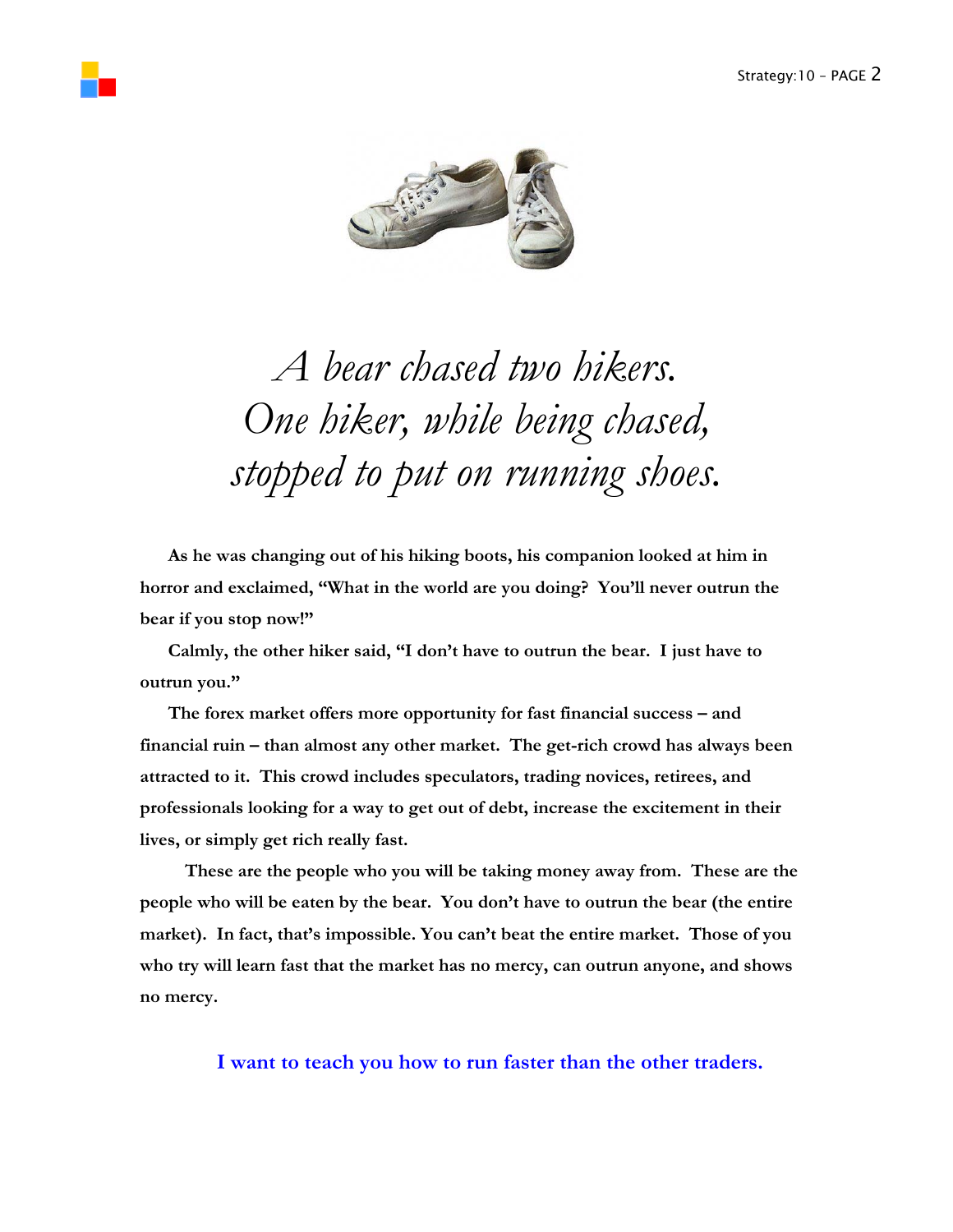*A bear chased two hikers.*
*One hiker, while being chased,*
*stopped to put on running shoes.*

**As he was changing out of his hiking boots, his companion looked at him in horror and exclaimed, "What in the world are you doing? You'll never outrun the bear if you stop now!"**

**Calmly, the other hiker said, "I don't have to outrun the bear. I just have to outrun you."**

**The forex market offers more opportunity for fast financial success – and financial ruin – than almost any other market. The get-rich crowd has always been attracted to it. This crowd includes speculators, trading novices, retirees, and professionals looking for a way to get out of debt, increase the excitement in their lives, or simply get rich really fast.**

**These are the people who you will be taking money away from. These are the people who will be eaten by the bear. You don't have to outrun the bear (the entire market). In fact, that's impossible. You can't beat the entire market. Those of you who try will learn fast that the market has no mercy, can outrun anyone, and shows no mercy.**

**I want to teach you how to run faster than the other traders.**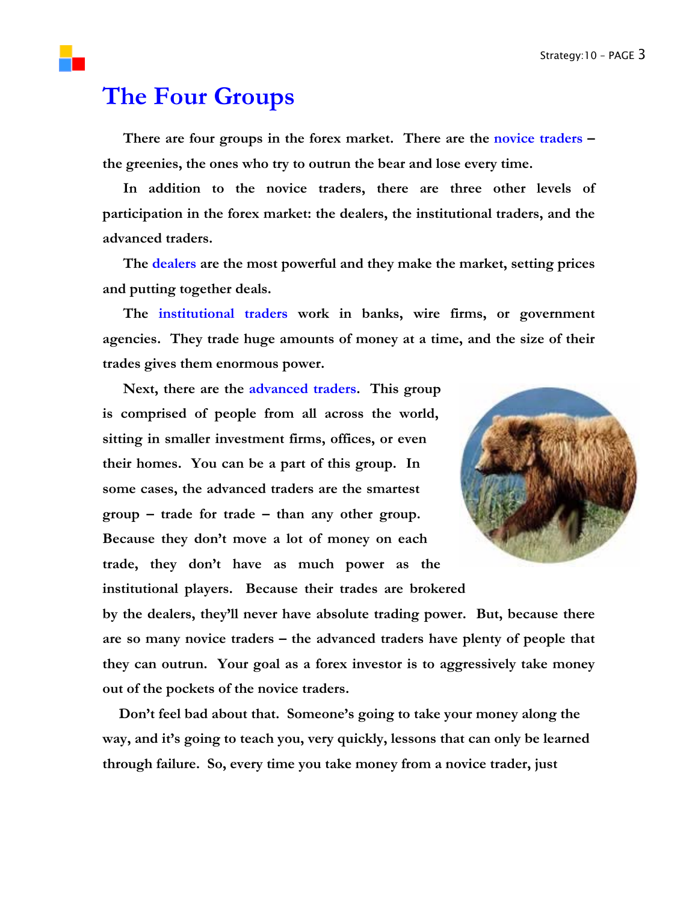# The Four Groups

There are four groups in the forex market. There are the novice traders – the greenies, the ones who try to outrun the bear and lose every time.

In addition to the novice traders, there are three other levels of participation in the forex market: the dealers, the institutional traders, and the advanced traders.

The dealers are the most powerful and they make the market, setting prices and putting together deals.

The institutional traders work in banks, wire firms, or government agencies. They trade huge amounts of money at a time, and the size of their trades gives them enormous power.

Next, there are the advanced traders. This group is comprised of people from all across the world, sitting in smaller investment firms, offices, or even their homes. You can be a part of this group. In some cases, the advanced traders are the smartest group – trade for trade – than any other group. Because they don't move a lot of money on each trade, they don't have as much power as the institutional players. Because their trades are brokered by the dealers, they'll never have absolute trading power. But, because there are so many novice traders – the advanced traders have plenty of people that they can outrun. Your goal as a forex investor is to aggressively take money out of the pockets of the novice traders.

Don't feel bad about that. Someone's going to take your money along the way, and it's going to teach you, very quickly, lessons that can only be learned through failure. So, every time you take money from a novice trader, just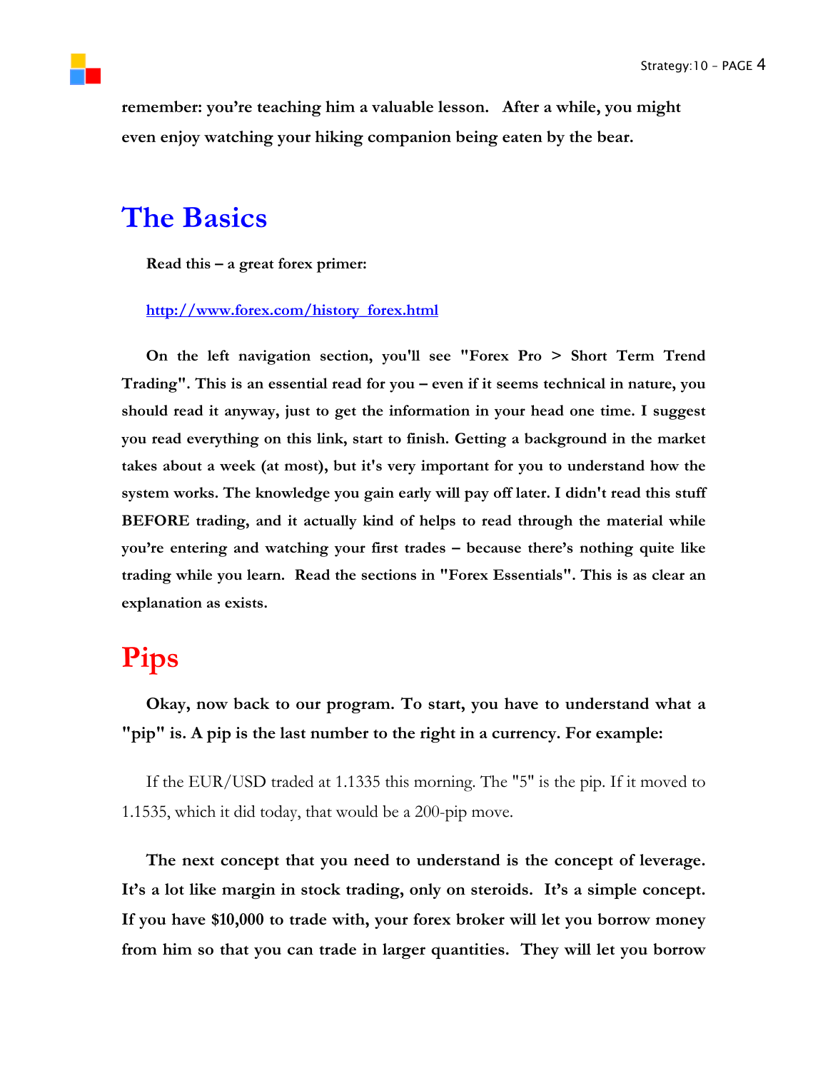**remember: you're teaching him a valuable lesson. After a while, you might even enjoy watching your hiking companion being eaten by the bear.**

## The Basics

**Read this – a great forex primer:**

http://www.forex.com/history_forex.html

**On the left navigation section, you'll see "Forex Pro > Short Term Trend Trading". This is an essential read for you – even if it seems technical in nature, you should read it anyway, just to get the information in your head one time. I suggest you read everything on this link, start to finish. Getting a background in the market takes about a week (at most), but it's very important for you to understand how the system works. The knowledge you gain early will pay off later. I didn't read this stuff BEFORE trading, and it actually kind of helps to read through the material while you're entering and watching your first trades – because there's nothing quite like trading while you learn. Read the sections in "Forex Essentials". This is as clear an explanation as exists.**

## Pips

**Okay, now back to our program. To start, you have to understand what a "pip" is. A pip is the last number to the right in a currency. For example:**

If the EUR/USD traded at 1.1335 this morning. The "5" is the pip. If it moved to 1.1535, which it did today, that would be a 200-pip move.

**The next concept that you need to understand is the concept of leverage. It's a lot like margin in stock trading, only on steroids. It's a simple concept. If you have $10,000 to trade with, your forex broker will let you borrow money from him so that you can trade in larger quantities. They will let you borrow**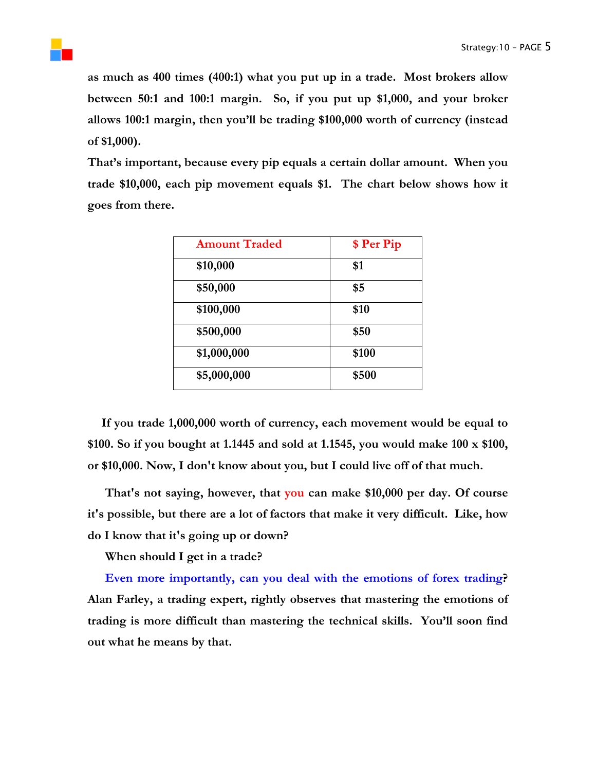as much as 400 times (400:1) what you put up in a trade. Most brokers allow between 50:1 and 100:1 margin. So, if you put up $1,000, and your broker allows 100:1 margin, then you'll be trading $100,000 worth of currency (instead of $1,000).

That's important, because every pip equals a certain dollar amount. When you trade $10,000, each pip movement equals $1. The chart below shows how it goes from there.

| Amount Traded | $ Per Pip |
|---|---|
| $10,000 | $1 |
| $50,000 | $5 |
| $100,000 | $10 |
| $500,000 | $50 |
| $1,000,000 | $100 |
| $5,000,000 | $500 |

If you trade 1,000,000 worth of currency, each movement would be equal to $100. So if you bought at 1.1445 and sold at 1.1545, you would make 100 x $100, or $10,000. Now, I don't know about you, but I could live off of that much.

That's not saying, however, that you can make $10,000 per day. Of course it's possible, but there are a lot of factors that make it very difficult. Like, how do I know that it's going up or down?

When should I get in a trade?

Even more importantly, can you deal with the emotions of forex trading? Alan Farley, a trading expert, rightly observes that mastering the emotions of trading is more difficult than mastering the technical skills. You'll soon find out what he means by that.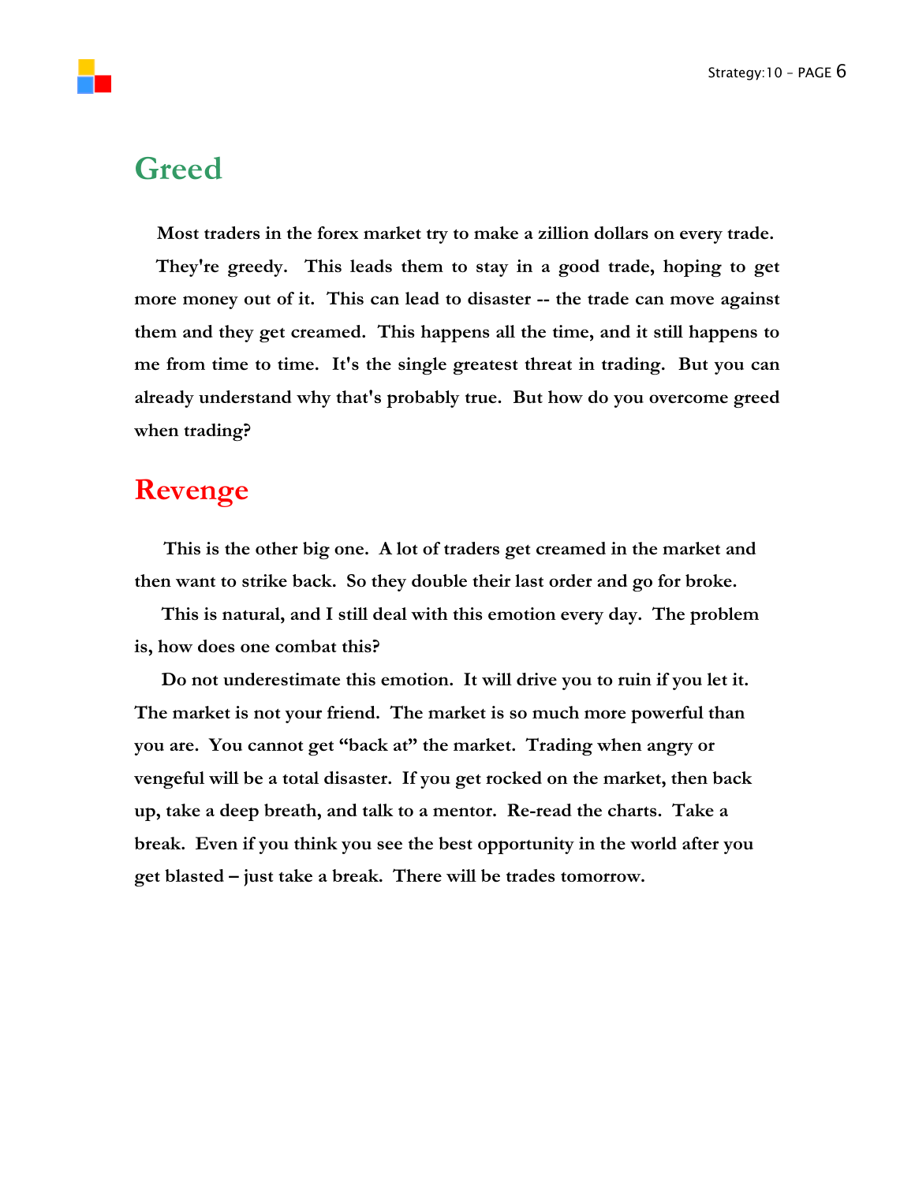## Greed

**Most traders in the forex market try to make a zillion dollars on every trade. They're greedy. This leads them to stay in a good trade, hoping to get more money out of it. This can lead to disaster -- the trade can move against them and they get creamed. This happens all the time, and it still happens to me from time to time. It's the single greatest threat in trading. But you can already understand why that's probably true. But how do you overcome greed when trading?**

## Revenge

**This is the other big one. A lot of traders get creamed in the market and then want to strike back. So they double their last order and go for broke.**

**This is natural, and I still deal with this emotion every day. The problem is, how does one combat this?**

**Do not underestimate this emotion. It will drive you to ruin if you let it. The market is not your friend. The market is so much more powerful than you are. You cannot get "back at" the market. Trading when angry or vengeful will be a total disaster. If you get rocked on the market, then back up, take a deep breath, and talk to a mentor. Re-read the charts. Take a break. Even if you think you see the best opportunity in the world after you get blasted – just take a break. There will be trades tomorrow.**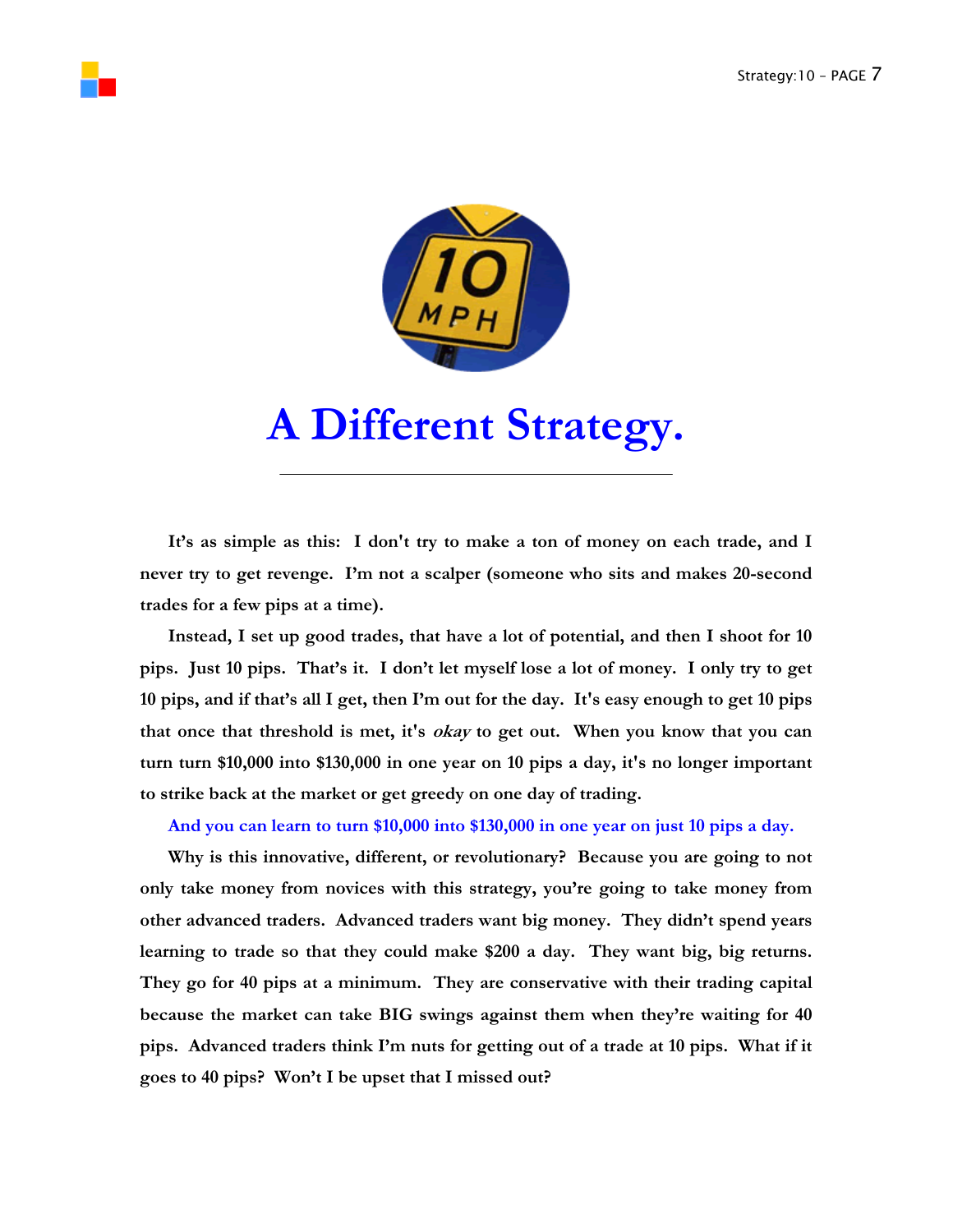# A Different Strategy.

It's as simple as this: I don't try to make a ton of money on each trade, and I never try to get revenge. I'm not a scalper (someone who sits and makes 20-second trades for a few pips at a time).

Instead, I set up good trades, that have a lot of potential, and then I shoot for 10 pips. Just 10 pips. That's it. I don't let myself lose a lot of money. I only try to get 10 pips, and if that's all I get, then I'm out for the day. It's easy enough to get 10 pips that once that threshold is met, it's ***okay*** to get out. When you know that you can turn turn $10,000 into $130,000 in one year on 10 pips a day, it's no longer important to strike back at the market or get greedy on one day of trading.

**And you can learn to turn $10,000 into $130,000 in one year on just 10 pips a day.**

Why is this innovative, different, or revolutionary? Because you are going to not only take money from novices with this strategy, you're going to take money from other advanced traders. Advanced traders want big money. They didn't spend years learning to trade so that they could make $200 a day. They want big, big returns. They go for 40 pips at a minimum. They are conservative with their trading capital because the market can take BIG swings against them when they're waiting for 40 pips. Advanced traders think I'm nuts for getting out of a trade at 10 pips. What if it goes to 40 pips? Won't I be upset that I missed out?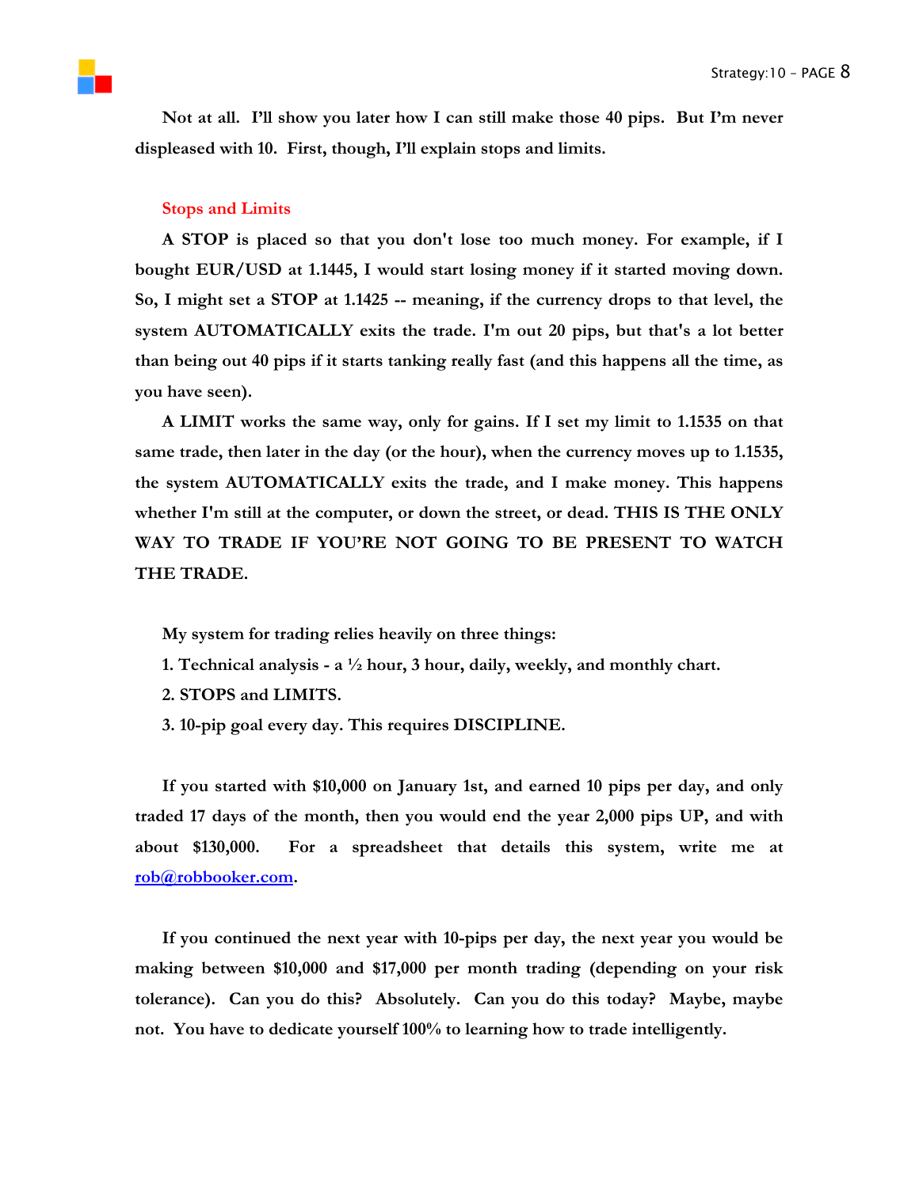**Not at all. I'll show you later how I can still make those 40 pips. But I'm never displeased with 10. First, though, I'll explain stops and limits.**

## Stops and Limits

**A STOP is placed so that you don't lose too much money. For example, if I bought EUR/USD at 1.1445, I would start losing money if it started moving down. So, I might set a STOP at 1.1425 -- meaning, if the currency drops to that level, the system AUTOMATICALLY exits the trade. I'm out 20 pips, but that's a lot better than being out 40 pips if it starts tanking really fast (and this happens all the time, as you have seen).**

**A LIMIT works the same way, only for gains. If I set my limit to 1.1535 on that same trade, then later in the day (or the hour), when the currency moves up to 1.1535, the system AUTOMATICALLY exits the trade, and I make money. This happens whether I'm still at the computer, or down the street, or dead. THIS IS THE ONLY WAY TO TRADE IF YOU'RE NOT GOING TO BE PRESENT TO WATCH THE TRADE.**

**My system for trading relies heavily on three things:**

1. **Technical analysis - a ½ hour, 3 hour, daily, weekly, and monthly chart.**
2. **STOPS and LIMITS.**
3. **10-pip goal every day. This requires DISCIPLINE.**

**If you started with $10,000 on January 1st, and earned 10 pips per day, and only traded 17 days of the month, then you would end the year 2,000 pips UP, and with about $130,000. For a spreadsheet that details this system, write me at [rob@robbooker.com](mailto:rob@robbooker.com).**

**If you continued the next year with 10-pips per day, the next year you would be making between $10,000 and $17,000 per month trading (depending on your risk tolerance). Can you do this? Absolutely. Can you do this today? Maybe, maybe not. You have to dedicate yourself 100% to learning how to trade intelligently.**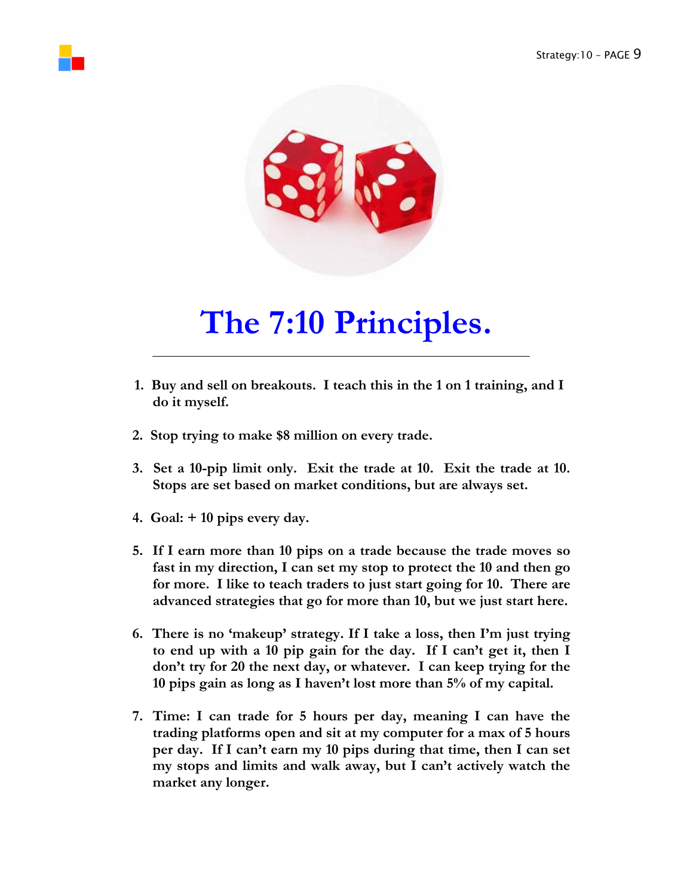# The 7:10 Principles.

1. **Buy and sell on breakouts. I teach this in the 1 on 1 training, and I do it myself.**

2. **Stop trying to make $8 million on every trade.**

3. **Set a 10-pip limit only. Exit the trade at 10. Exit the trade at 10. Stops are set based on market conditions, but are always set.**

4. **Goal: + 10 pips every day.**

5. **If I earn more than 10 pips on a trade because the trade moves so fast in my direction, I can set my stop to protect the 10 and then go for more. I like to teach traders to just start going for 10. There are advanced strategies that go for more than 10, but we just start here.**

6. **There is no 'makeup' strategy. If I take a loss, then I'm just trying to end up with a 10 pip gain for the day. If I can't get it, then I don't try for 20 the next day, or whatever. I can keep trying for the 10 pips gain as long as I haven't lost more than 5% of my capital.**

7. **Time: I can trade for 5 hours per day, meaning I can have the trading platforms open and sit at my computer for a max of 5 hours per day. If I can't earn my 10 pips during that time, then I can set my stops and limits and walk away, but I can't actively watch the market any longer.**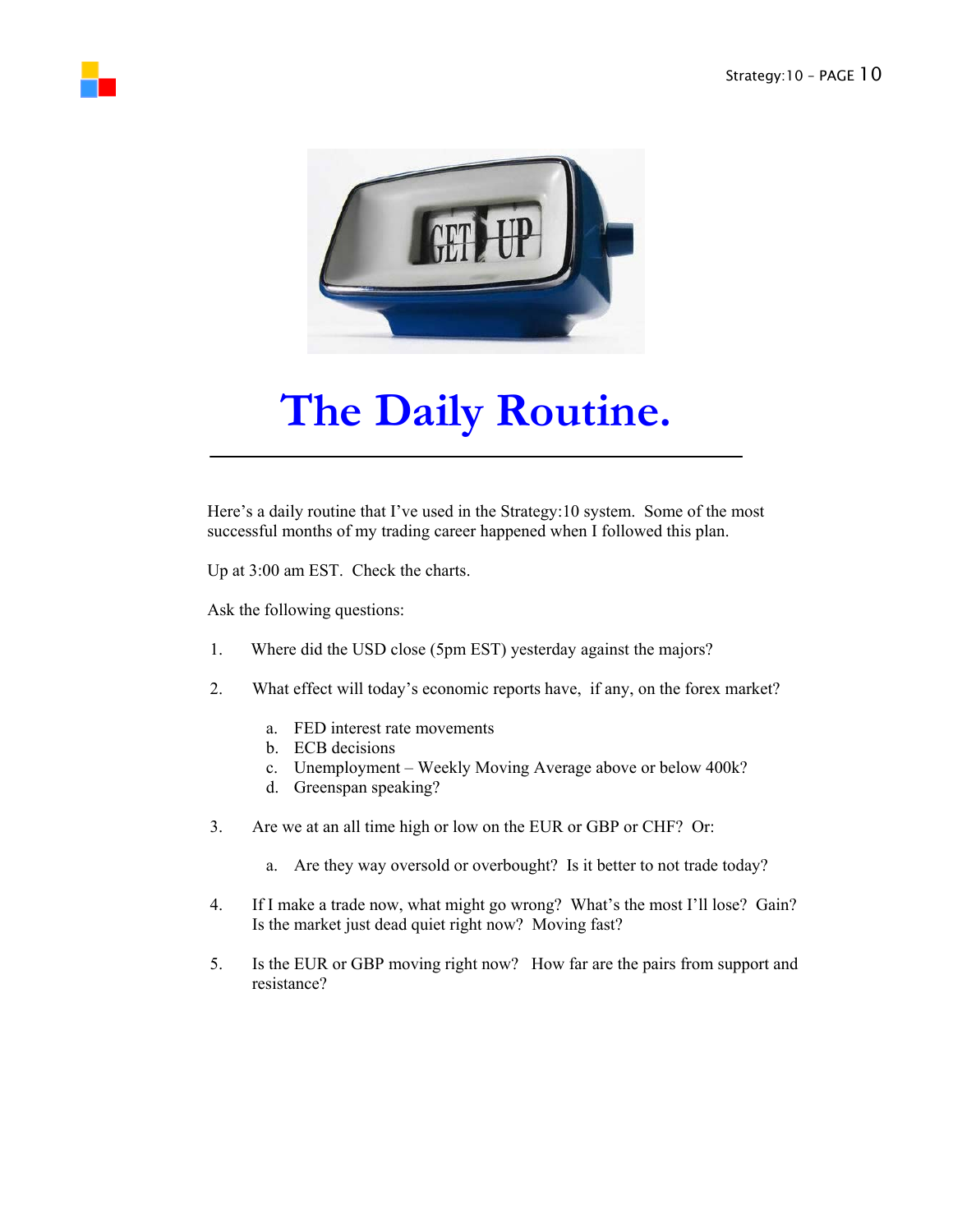# The Daily Routine.

Here's a daily routine that I've used in the Strategy:10 system. Some of the most successful months of my trading career happened when I followed this plan.

Up at 3:00 am EST. Check the charts.

Ask the following questions:

1. Where did the USD close (5pm EST) yesterday against the majors?

2. What effect will today's economic reports have, if any, on the forex market?

   a. FED interest rate movements
   b. ECB decisions
   c. Unemployment – Weekly Moving Average above or below 400k?
   d. Greenspan speaking?

3. Are we at an all time high or low on the EUR or GBP or CHF? Or:

   a. Are they way oversold or overbought? Is it better to not trade today?

4. If I make a trade now, what might go wrong? What's the most I'll lose? Gain? Is the market just dead quiet right now? Moving fast?

5. Is the EUR or GBP moving right now? How far are the pairs from support and resistance?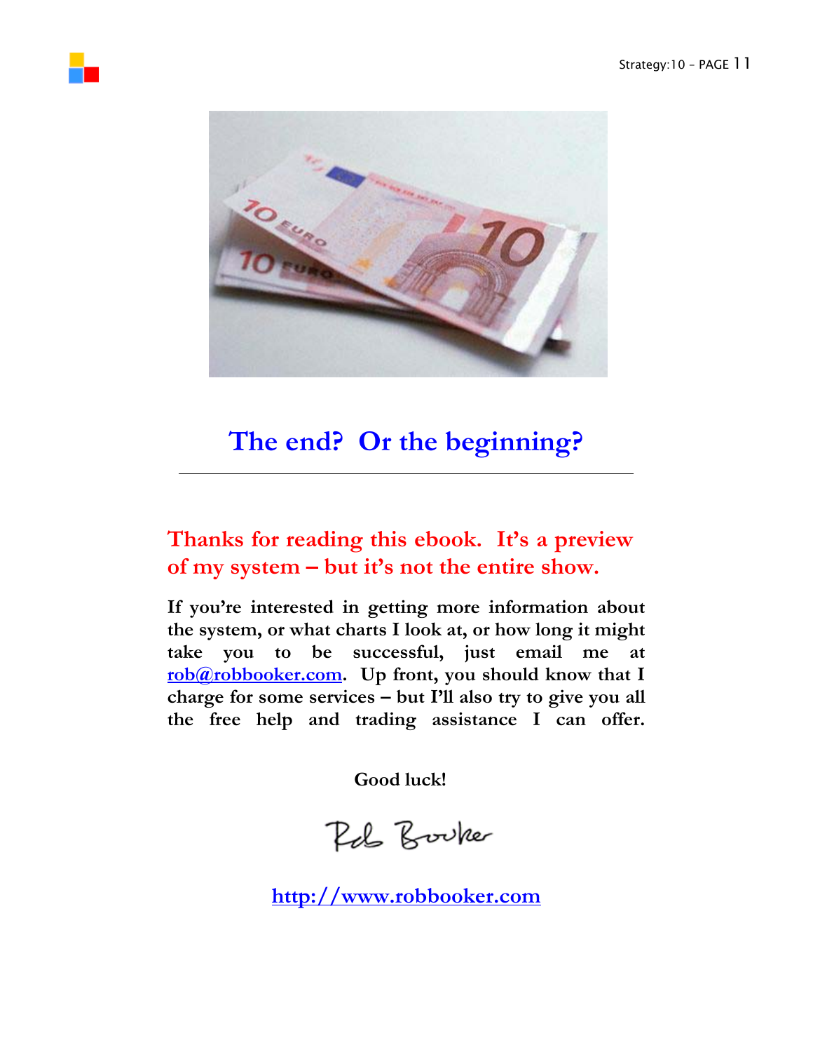## The end?  Or the beginning?

---

**Thanks for reading this ebook.  It's a preview of my system – but it's not the entire show.**

**If you're interested in getting more information about the system, or what charts I look at, or how long it might take you to be successful, just email me at [rob@robbooker.com](mailto:rob@robbooker.com).  Up front, you should know that I charge for some services – but I'll also try to give you all the free help and trading assistance I can offer.**

**Good luck!**

Rob Booker

[http://www.robbooker.com](http://www.robbooker.com)